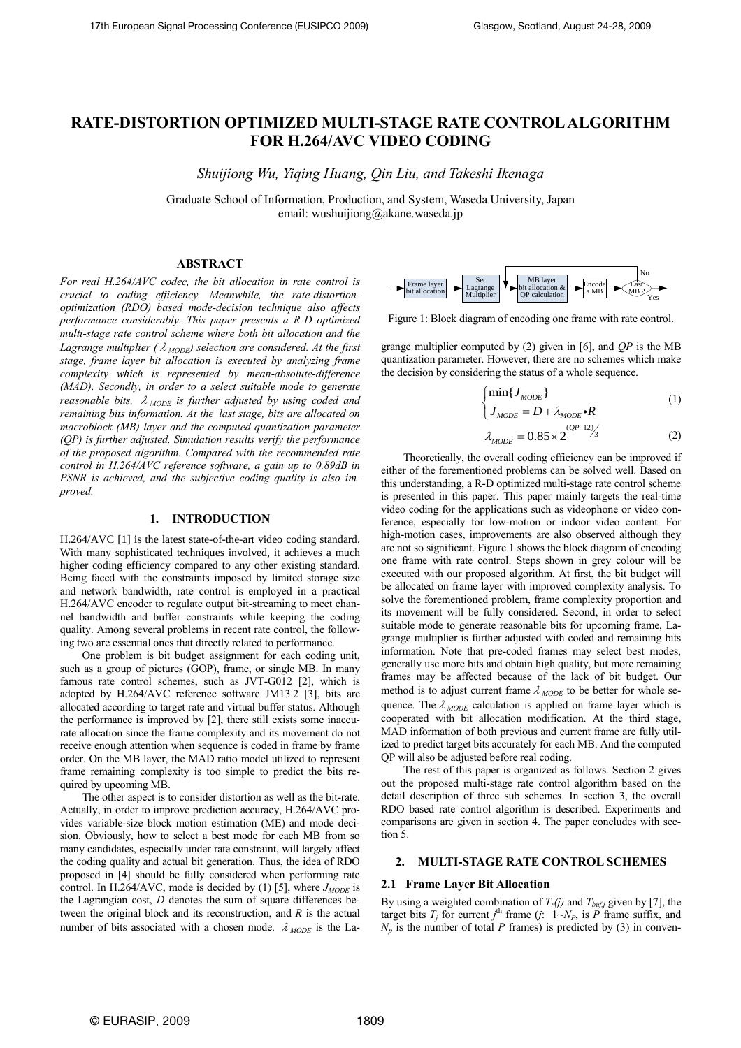# RATE-DISTORTION OPTIMIZED MULTI-STAGE RATE CONTROL ALGORITHM FOR H.264/AVC VIDEO CODING

*Shuijiong Wu, Yiqing Huang, Qin Liu, and Takeshi Ikenaga*

Graduate School of Information, Production, and System, Waseda University, Japan
email: wushuijiong@akane.waseda.jp

## ABSTRACT

*For real H.264/AVC codec, the bit allocation in rate control is crucial to coding efficiency. Meanwhile, the rate-distortion-optimization (RDO) based mode-decision technique also affects performance considerably. This paper presents a R-D optimized multi-stage rate control scheme where both bit allocation and the Lagrange multiplier ($\lambda_{MODE}$) selection are considered. At the first stage, frame layer bit allocation is executed by analyzing frame complexity which is represented by mean-absolute-difference (MAD). Secondly, in order to a select suitable mode to generate reasonable bits, $\lambda_{MODE}$ is further adjusted by using coded and remaining bits information. At the last stage, bits are allocated on macroblock (MB) layer and the computed quantization parameter (QP) is further adjusted. Simulation results verify the performance of the proposed algorithm. Compared with the recommended rate control in H.264/AVC reference software, a gain up to 0.89dB in PSNR is achieved, and the subjective coding quality is also improved.*

## 1. INTRODUCTION

H.264/AVC [1] is the latest state-of-the-art video coding standard. With many sophisticated techniques involved, it achieves a much higher coding efficiency compared to any other existing standard. Being faced with the constraints imposed by limited storage size and network bandwidth, rate control is employed in a practical H.264/AVC encoder to regulate output bit-streaming to meet channel bandwidth and buffer constraints while keeping the coding quality. Among several problems in recent rate control, the following two are essential ones that directly related to performance.

One problem is bit budget assignment for each coding unit, such as a group of pictures (GOP), frame, or single MB. In many famous rate control schemes, such as JVT-G012 [2], which is adopted by H.264/AVC reference software JM13.2 [3], bits are allocated according to target rate and virtual buffer status. Although the performance is improved by [2], there still exists some inaccurate allocation since the frame complexity and its movement do not receive enough attention when sequence is coded in frame by frame order. On the MB layer, the MAD ratio model utilized to represent frame remaining complexity is too simple to predict the bits required by upcoming MB.

The other aspect is to consider distortion as well as the bit-rate. Actually, in order to improve prediction accuracy, H.264/AVC provides variable-size block motion estimation (ME) and mode decision. Obviously, how to select a best mode for each MB from so many candidates, especially under rate constraint, will largely affect the coding quality and actual bit generation. Thus, the idea of RDO proposed in [4] should be fully considered when performing rate control. In H.264/AVC, mode is decided by (1) [5], where $J_{MODE}$ is the Lagrangian cost, $D$ denotes the sum of square differences between the original block and its reconstruction, and $R$ is the actual number of bits associated with a chosen mode. $\lambda_{MODE}$ is the Lagrange multiplier computed by (2) given in [6], and $QP$ is the MB quantization parameter. However, there are no schemes which make the decision by considering the status of a whole sequence.

Frame layer bit allocation → Set Lagrange Multiplier → MB layer bit allocation & QP calculation → Encode a MB → Last MB ? (No: back to MB layer bit allocation; Yes: end)

Figure 1: Block diagram of encoding one frame with rate control.

$$\begin{cases} \min\{J_{MODE}\} \\ J_{MODE} = D + \lambda_{MODE} \bullet R \end{cases} \tag{1}$$

$$\lambda_{MODE} = 0.85 \times 2^{(QP-12)/3} \tag{2}$$

Theoretically, the overall coding efficiency can be improved if either of the forementioned problems can be solved well. Based on this understanding, a R-D optimized multi-stage rate control scheme is presented in this paper. This paper mainly targets the real-time video coding for the applications such as videophone or video conference, especially for low-motion or indoor video content. For high-motion cases, improvements are also observed although they are not so significant. Figure 1 shows the block diagram of encoding one frame with rate control. Steps shown in grey colour will be executed with our proposed algorithm. At first, the bit budget will be allocated on frame layer with improved complexity analysis. To solve the forementioned problem, frame complexity proportion and its movement will be fully considered. Second, in order to select suitable mode to generate reasonable bits for upcoming frame, Lagrange multiplier is further adjusted with coded and remaining bits information. Note that pre-coded frames may select best modes, generally use more bits and obtain high quality, but more remaining frames may be affected because of the lack of bit budget. Our method is to adjust current frame $\lambda_{MODE}$ to be better for whole sequence. The $\lambda_{MODE}$ calculation is applied on frame layer which is cooperated with bit allocation modification. At the third stage, MAD information of both previous and current frame are fully utilized to predict target bits accurately for each MB. And the computed QP will also be adjusted before real coding.

The rest of this paper is organized as follows. Section 2 gives out the proposed multi-stage rate control algorithm based on the detail description of three sub schemes. In section 3, the overall RDO based rate control algorithm is described. Experiments and comparisons are given in section 4. The paper concludes with section 5.

## 2. MULTI-STAGE RATE CONTROL SCHEMES

### 2.1 Frame Layer Bit Allocation

By using a weighted combination of $T_r(j)$ and $T_{buf,j}$ given by [7], the target bits $T_j$ for current $j^{th}$ frame ($j$: $1 \sim N_P$, is $P$ frame suffix, and $N_p$ is the number of total $P$ frames) is predicted by (3) in conven-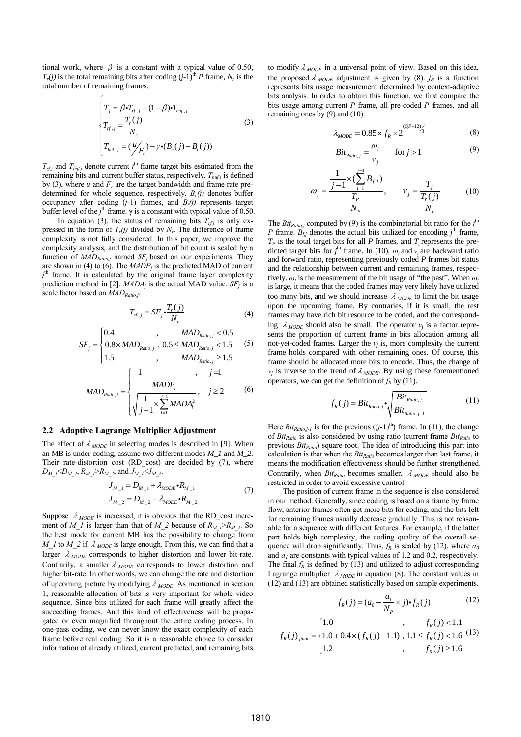tional work, where $\beta$ is a constant with a typical value of 0.50, $T_r(j)$ is the total remaining bits after coding $(j\text{-}1)^{th}$ *P* frame, $N_r$ is the total number of remaining frames.

$$\begin{cases} T_j = \beta \bullet T_{rf,j} + (1-\beta) \bullet T_{buf,j} \\ T_{rf,j} = \dfrac{T_r(j)}{N_r} \\ T_{buf,j} = (u/F_r) - \gamma \bullet (B_c(j) - B_t(j)) \end{cases} \tag{3}$$

$T_{rf,j}$ and $T_{buf,j}$ denote current $j^{th}$ frame target bits estimated from the remaining bits and current buffer status, respectively. $T_{buf,j}$ is defined by (3), where $u$ and $F_r$ are the target bandwidth and frame rate predetermined for whole sequence, respectively. $B_c(j)$ denotes buffer occupancy after coding $(j\text{-}1)$ frames, and $B_t(j)$ represents target buffer level of the $j^{th}$ frame. $\gamma$ is a constant with typical value of 0.50.

In equation (3), the status of remaining bits $T_{rf,j}$ is only expressed in the form of $T_r(j)$ divided by $N_r$. The difference of frame complexity is not fully considered. In this paper, we improve the complexity analysis, and the distribution of bit count is scaled by a function of $MAD_{Ratio,j}$ named $SF_j$ based on our experiments. They are shown in (4) to (6). The $MADP_j$ is the predicted MAD of current $j^{th}$ frame. It is calculated by the original frame layer complexity prediction method in [2]. $MADA_j$ is the actual MAD value. $SF_j$ is a scale factor based on $MAD_{Ratio,j}$.

$$T_{rf,j} = SF_j \bullet \frac{T_r(j)}{N_r} \tag{4}$$

$$SF_j = \begin{cases} 0.4 & , \quad MAD_{Ratio,j} < 0.5 \\ 0.8 \times MAD_{Ratio,j} & , \quad 0.5 \le MAD_{Ratio,j} < 1.5 \\ 1.5 & , \quad MAD_{Ratio,j} \ge 1.5 \end{cases} \tag{5}$$

$$MAD_{Ratio,j} = \begin{cases} 1 & , \quad j = 1 \\ \dfrac{MADP_j}{\sqrt{\dfrac{1}{j-1} \times \sum_{l=1}^{j-1} MADA_l^2}} & , \quad j \ge 2 \end{cases} \tag{6}$$

### 2.2 Adaptive Lagrange Multiplier Adjustment

The effect of $\lambda_{MODE}$ in selecting modes is described in [9]. When an MB is under coding, assume two different modes *M_1* and *M_2*. Their rate-distortion cost (RD_cost) are decided by (7), where $D_{M\_1} < D_{M\_2}$, $R_{M\_1} > R_{M\_2}$, and $J_{M\_1} < J_{M\_2}$.

$$\begin{aligned} J_{M\_1} &= D_{M\_1} + \lambda_{MODE} \bullet R_{M\_1} \\ J_{M\_2} &= D_{M\_2} + \lambda_{MODE} \bullet R_{M\_2} \end{aligned} \tag{7}$$

Suppose $\lambda_{MODE}$ is increased, it is obvious that the RD_cost increment of *M_1* is larger than that of *M_2* because of $R_{M\_1} > R_{M\_2}$. So the best mode for current MB has the possibility to change from *M_1* to *M_2* if $\lambda_{MODE}$ is large enough. From this, we can find that a larger $\lambda_{MODE}$ corresponds to higher distortion and lower bit-rate. Contrarily, a smaller $\lambda_{MODE}$ corresponds to lower distortion and higher bit-rate. In other words, we can change the rate and distortion of upcoming picture by modifying $\lambda_{MODE}$. As mentioned in section 1, reasonable allocation of bits is very important for whole video sequence. Since bits utilized for each frame will greatly affect the succeeding frames. And this kind of effectiveness will be propagated or even magnified throughout the entire coding process. In one-pass coding, we can never know the exact complexity of each frame before real coding. So it is a reasonable choice to consider information of already utilized, current predicted, and remaining bits to modify $\lambda_{MODE}$ in a universal point of view. Based on this idea, the proposed $\lambda_{MODE}$ adjustment is given by (8). $f_R$ is a function represents bits usage measurement determined by context-adaptive bits analysis. In order to obtain this function, we first compare the bits usage among current *P* frame, all pre-coded *P* frames, and all remaining ones by (9) and (10).

$$\lambda_{MODE} = 0.85 \times f_R \times 2^{(QP-12)/3} \tag{8}$$

$$Bit_{Ratio,j} = \frac{\omega_j}{\nu_j} \qquad \text{for } j > 1 \tag{9}$$

$$\omega_j = \frac{\dfrac{1}{j-1} \times \left(\sum_{l=1}^{j-1} B_{f,l}\right)}{\dfrac{T_P}{N_P}}, \qquad \nu_j = \frac{T_j}{\dfrac{T_r(j)}{N_r}} \tag{10}$$

The $Bit_{Ratio,j}$ computed by (9) is the combinatorial bit ratio for the $j^{th}$ *P* frame. $B_{f,j}$ denotes the actual bits utilized for encoding $j^{th}$ frame, $T_P$ is the total target bits for all *P* frames, and $T_j$ represents the predicted target bits for $j^{th}$ frame. In (10), $\omega_j$ and $\nu_j$ are backward ratio and forward ratio, representing previously coded *P* frames bit status and the relationship between current and remaining frames, respectively. $\omega_j$ is the measurement of the bit usage of "the past". When $\omega_j$ is large, it means that the coded frames may very likely have utilized too many bits, and we should increase $\lambda_{MODE}$ to limit the bit usage upon the upcoming frame. By contraries, if it is small, the rest frames may have rich bit resource to be coded, and the corresponding $\lambda_{MODE}$ should also be small. The operator $\nu_j$ is a factor represents the proportion of current frame in bits allocation among all not-yet-coded frames. Larger the $\nu_j$ is, more complexity the current frame holds compared with other remaining ones. Of course, this frame should be allocated more bits to encode. Thus, the change of $\nu_j$ is inverse to the trend of $\lambda_{MODE}$. By using these forementioned operators, we can get the definition of $f_R$ by (11).

$$f_R(j) = Bit_{Ratio,j} \bullet \sqrt{\frac{Bit_{Ratio,j}}{Bit_{Ratio,j-1}}} \tag{11}$$

Here $Bit_{Ratio,j-1}$ is for the previous $((j\text{-}1)^{th})$ frame. In (11), the change of $Bit_{Ratio}$ is also considered by using ratio (current frame $Bit_{Ratio}$ to previous $Bit_{Ratio}$) square root. The idea of introducing this part into calculation is that when the $Bit_{Ratio}$ becomes larger than last frame, it means the modification effectiveness should be further strengthened. Contrarily, when $Bit_{Ratio}$ becomes smaller, $\lambda_{MODE}$ should also be restricted in order to avoid excessive control.

The position of current frame in the sequence is also considered in our method. Generally, since coding is based on a frame by frame flow, anterior frames often get more bits for coding, and the bits left for remaining frames usually decrease gradually. This is not reasonable for a sequence with different features. For example, if the latter part holds high complexity, the coding quality of the overall sequence will drop significantly. Thus, $f_R$ is scaled by (12), where $a_0$ and $a_1$ are constants with typical values of 1.2 and 0.2, respectively. The final $f_R$ is defined by (13) and utilized to adjust corresponding Lagrange multiplier $\lambda_{MODE}$ in equation (8). The constant values in (12) and (13) are obtained statistically based on sample experiments.

$$f_R(j) = (a_0 - \frac{a_1}{N_P} \times j) \bullet f_R(j) \tag{12}$$

$$f_R(j)_{final} = \begin{cases} 1.0 & , \quad f_R(j) < 1.1 \\ 1.0 + 0.4 \times (f_R(j) - 1.1) & , \quad 1.1 \le f_R(j) < 1.6 \\ 1.2 & , \quad f_R(j) \ge 1.6 \end{cases} \tag{13}$$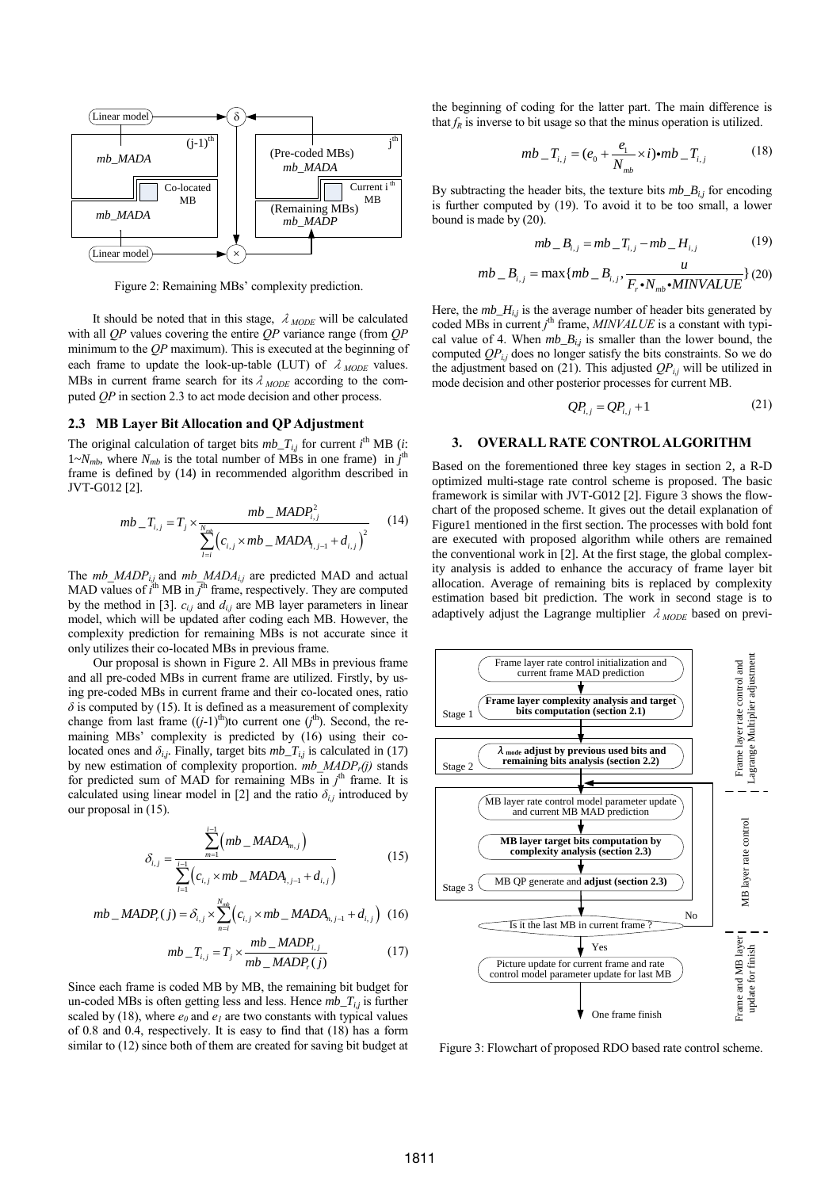Figure 2: Remaining MBs' complexity prediction.

It should be noted that in this stage, $\lambda_{MODE}$ will be calculated with all $QP$ values covering the entire $QP$ variance range (from $QP$ minimum to the $QP$ maximum). This is executed at the beginning of each frame to update the look-up-table (LUT) of $\lambda_{MODE}$ values. MBs in current frame search for its $\lambda_{MODE}$ according to the computed $QP$ in section 2.3 to act mode decision and other process.

### 2.3 MB Layer Bit Allocation and QP Adjustment

The original calculation of target bits $mb\_T_{i,j}$ for current $i^{th}$ MB ($i$: $1 \sim N_{mb}$, where $N_{mb}$ is the total number of MBs in one frame) in $j^{th}$ frame is defined by (14) in recommended algorithm described in JVT-G012 [2].

$$mb\_T_{i,j} = T_j \times \frac{mb\_MADP_{i,j}^2}{\sum_{l=i}^{N_{mb}} \left(c_{i,j} \times mb\_MADA_{l,j-1} + d_{i,j}\right)^2} \quad (14)$$

The $mb\_MADP_{i,j}$ and $mb\_MADA_{i,j}$ are predicted MAD and actual MAD values of $i^{th}$ MB in $j^{th}$ frame, respectively. They are computed by the method in [3]. $c_{i,j}$ and $d_{i,j}$ are MB layer parameters in linear model, which will be updated after coding each MB. However, the complexity prediction for remaining MBs is not accurate since it only utilizes their co-located MBs in previous frame.

Our proposal is shown in Figure 2. All MBs in previous frame and all pre-coded MBs in current frame are utilized. Firstly, by using pre-coded MBs in current frame and their co-located ones, ratio $\delta$ is computed by (15). It is defined as a measurement of complexity change from last frame ($(j\text{-}1)^{th}$)to current one ($j^{th}$). Second, the remaining MBs' complexity is predicted by (16) using their co-located ones and $\delta_{i,j}$. Finally, target bits $mb\_T_{i,j}$ is calculated in (17) by new estimation of complexity proportion. $mb\_MADP_r(j)$ stands for predicted sum of MAD for remaining MBs in $j^{th}$ frame. It is calculated using linear model in [2] and the ratio $\delta_{i,j}$ introduced by our proposal in (15).

$$\delta_{i,j} = \frac{\sum_{m=1}^{i-1} \left(mb\_MADA_{m,j}\right)}{\sum_{l=1}^{i-1} \left(c_{i,j} \times mb\_MADA_{l,j-1} + d_{i,j}\right)} \quad (15)$$

$$mb\_MADP_r(j) = \delta_{i,j} \times \sum_{n=i}^{N_{mb}} \left(c_{i,j} \times mb\_MADA_{n,j-1} + d_{i,j}\right) \quad (16)$$

$$mb\_T_{i,j} = T_j \times \frac{mb\_MADP_{i,j}}{mb\_MADP_r(j)} \quad (17)$$

Since each frame is coded MB by MB, the remaining bit budget for un-coded MBs is often getting less and less. Hence $mb\_T_{i,j}$ is further scaled by (18), where $e_0$ and $e_1$ are two constants with typical values of 0.8 and 0.4, respectively. It is easy to find that (18) has a form similar to (12) since both of them are created for saving bit budget at the beginning of coding for the latter part. The main difference is that $f_R$ is inverse to bit usage so that the minus operation is utilized.

$$mb\_T_{i,j} = (e_0 + \frac{e_1}{N_{mb}} \times i) \bullet mb\_T_{i,j} \quad (18)$$

By subtracting the header bits, the texture bits $mb\_B_{i,j}$ for encoding is further computed by (19). To avoid it to be too small, a lower bound is made by (20).

$$mb\_B_{i,j} = mb\_T_{i,j} - mb\_H_{i,j} \quad (19)$$

$$mb\_B_{i,j} = \max\{mb\_B_{i,j}, \frac{u}{F_r \bullet N_{mb} \bullet MINVALUE}\} \quad (20)$$

Here, the $mb\_H_{i,j}$ is the average number of header bits generated by coded MBs in current $j^{th}$ frame, $MINVALUE$ is a constant with typical value of 4. When $mb\_B_{i,j}$ is smaller than the lower bound, the computed $QP_{i,j}$ does no longer satisfy the bits constraints. So we do the adjustment based on (21). This adjusted $QP_{i,j}$ will be utilized in mode decision and other posterior processes for current MB.

$$QP_{i,j} = QP_{i,j} + 1 \quad (21)$$

## 3. OVERALL RATE CONTROL ALGORITHM

Based on the forementioned three key stages in section 2, a R-D optimized multi-stage rate control scheme is proposed. The basic framework is similar with JVT-G012 [2]. Figure 3 shows the flowchart of the proposed scheme. It gives out the detail explanation of Figure1 mentioned in the first section. The processes with bold font are executed with proposed algorithm while others are remained the conventional work in [2]. At the first stage, the global complexity analysis is added to enhance the accuracy of frame layer bit allocation. Average of remaining bits is replaced by complexity estimation based bit prediction. The work in second stage is to adaptively adjust the Lagrange multiplier $\lambda_{MODE}$ based on previ-

Figure 3: Flowchart of proposed RDO based rate control scheme.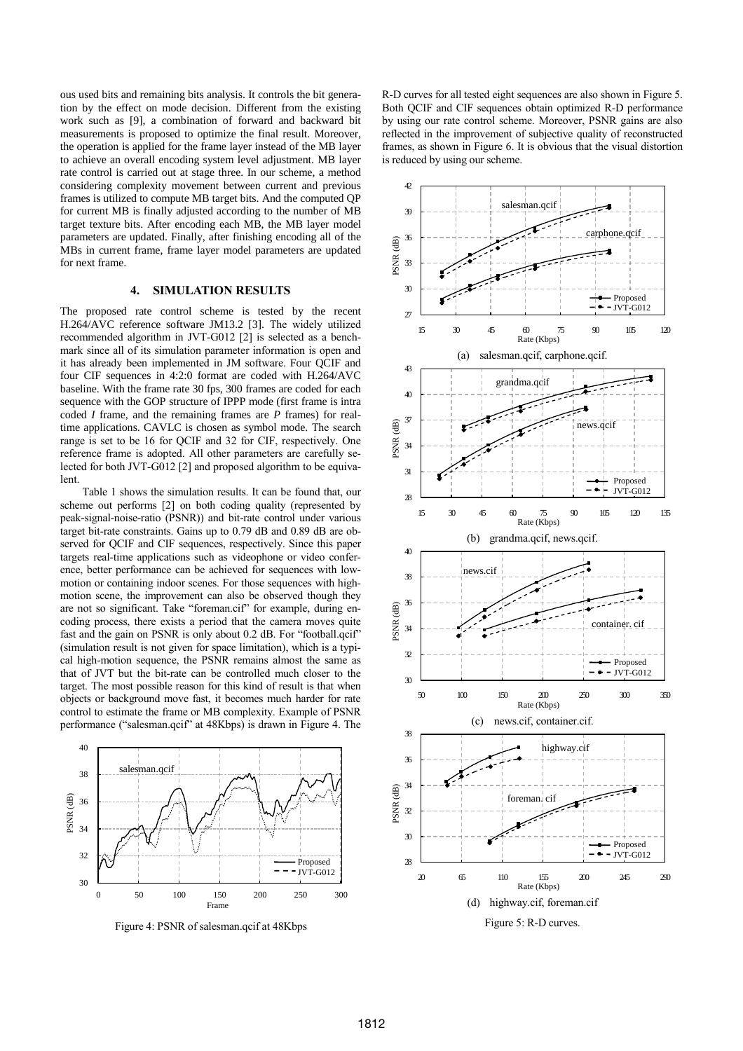ous used bits and remaining bits analysis. It controls the bit generation by the effect on mode decision. Different from the existing work such as [9], a combination of forward and backward bit measurements is proposed to optimize the final result. Moreover, the operation is applied for the frame layer instead of the MB layer to achieve an overall encoding system level adjustment. MB layer rate control is carried out at stage three. In our scheme, a method considering complexity movement between current and previous frames is utilized to compute MB target bits. And the computed QP for current MB is finally adjusted according to the number of MB target texture bits. After encoding each MB, the MB layer model parameters are updated. Finally, after finishing encoding all of the MBs in current frame, frame layer model parameters are updated for next frame.

## 4. SIMULATION RESULTS

The proposed rate control scheme is tested by the recent H.264/AVC reference software JM13.2 [3]. The widely utilized recommended algorithm in JVT-G012 [2] is selected as a benchmark since all of its simulation parameter information is open and it has already been implemented in JM software. Four QCIF and four CIF sequences in 4:2:0 format are coded with H.264/AVC baseline. With the frame rate 30 fps, 300 frames are coded for each sequence with the GOP structure of IPPP mode (first frame is intra coded *I* frame, and the remaining frames are *P* frames) for real-time applications. CAVLC is chosen as symbol mode. The search range is set to be 16 for QCIF and 32 for CIF, respectively. One reference frame is adopted. All other parameters are carefully selected for both JVT-G012 [2] and proposed algorithm to be equivalent.

Table 1 shows the simulation results. It can be found that, our scheme out performs [2] on both coding quality (represented by peak-signal-noise-ratio (PSNR)) and bit-rate control under various target bit-rate constraints. Gains up to 0.79 dB and 0.89 dB are observed for QCIF and CIF sequences, respectively. Since this paper targets real-time applications such as videophone or video conference, better performance can be achieved for sequences with low-motion or containing indoor scenes. For those sequences with high-motion scene, the improvement can also be observed though they are not so significant. Take "foreman.cif" for example, during encoding process, there exists a period that the camera moves quite fast and the gain on PSNR is only about 0.2 dB. For "football.qcif" (simulation result is not given for space limitation), which is a typical high-motion sequence, the PSNR remains almost the same as that of JVT but the bit-rate can be controlled much closer to the target. The most possible reason for this kind of result is that when objects or background move fast, it becomes much harder for rate control to estimate the frame or MB complexity. Example of PSNR performance ("salesman.qcif" at 48Kbps) is drawn in Figure 4. The R-D curves for all tested eight sequences are also shown in Figure 5. Both QCIF and CIF sequences obtain optimized R-D performance by using our rate control scheme. Moreover, PSNR gains are also reflected in the improvement of subjective quality of reconstructed frames, as shown in Figure 6. It is obvious that the visual distortion is reduced by using our scheme.

Figure 4: PSNR of salesman.qcif at 48Kbps

(a) salesman.qcif, carphone.qcif.

(b) grandma.qcif, news.qcif.

(c) news.cif, container.cif.

(d) highway.cif, foreman.cif

Figure 5: R-D curves.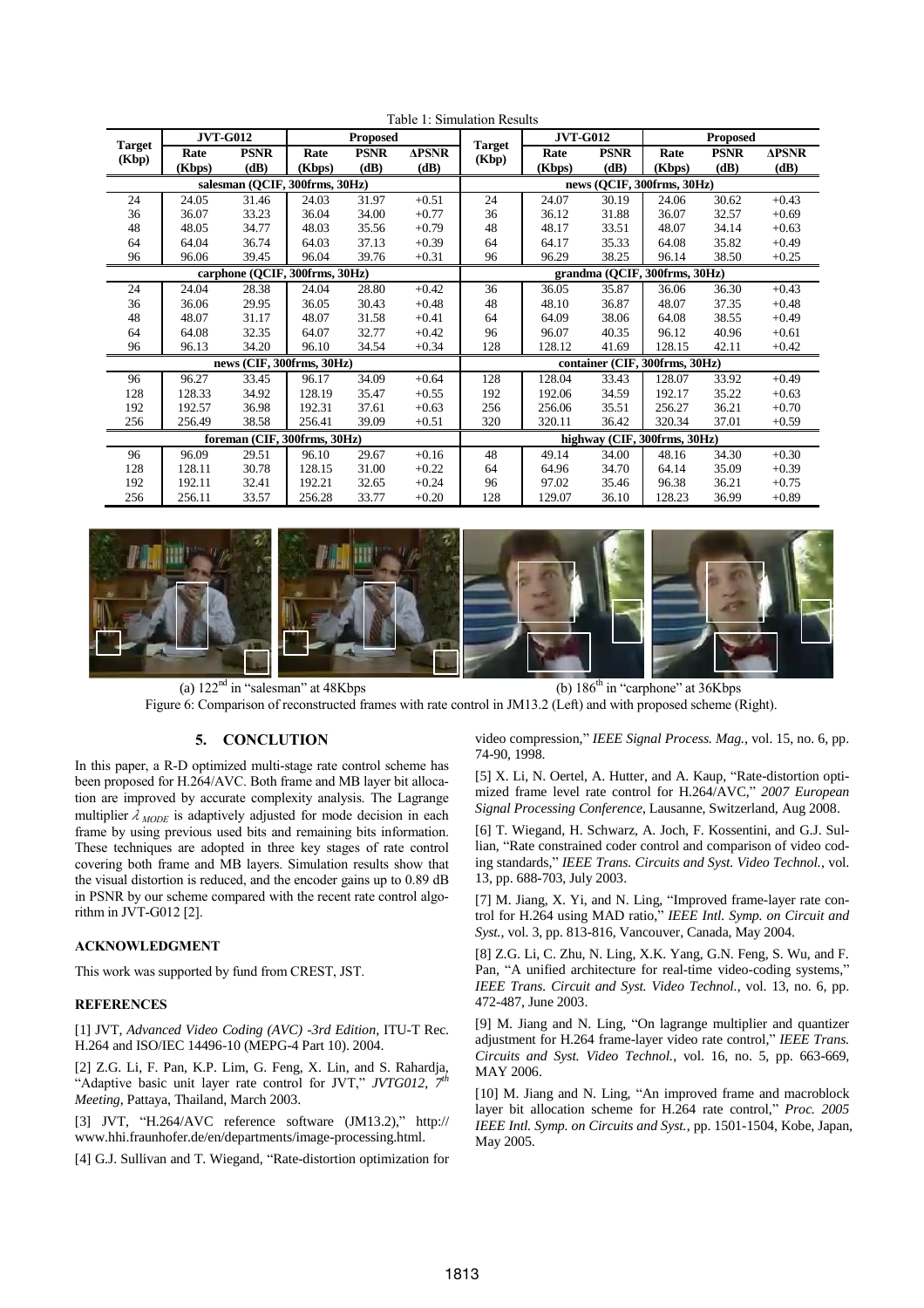Table 1: Simulation Results

| Target (Kbp) | JVT-G012 | | Proposed | | | Target (Kbp) | JVT-G012 | | Proposed | | |
|---|---|---|---|---|---|---|---|---|---|---|---|
| | Rate (Kbps) | PSNR (dB) | Rate (Kbps) | PSNR (dB) | ΔPSNR (dB) | | Rate (Kbps) | PSNR (dB) | Rate (Kbps) | PSNR (dB) | ΔPSNR (dB) |
| **salesman (QCIF, 300frms, 30Hz)** | | | | | | **news (QCIF, 300frms, 30Hz)** | | | | | |
| 24 | 24.05 | 31.46 | 24.03 | 31.97 | +0.51 | 24 | 24.07 | 30.19 | 24.06 | 30.62 | +0.43 |
| 36 | 36.07 | 33.23 | 36.04 | 34.00 | +0.77 | 36 | 36.12 | 31.88 | 36.07 | 32.57 | +0.69 |
| 48 | 48.05 | 34.77 | 48.03 | 35.56 | +0.79 | 48 | 48.17 | 33.51 | 48.07 | 34.14 | +0.63 |
| 64 | 64.04 | 36.74 | 64.03 | 37.13 | +0.39 | 64 | 64.17 | 35.33 | 64.08 | 35.82 | +0.49 |
| 96 | 96.06 | 39.45 | 96.04 | 39.76 | +0.31 | 96 | 96.29 | 38.25 | 96.14 | 38.50 | +0.25 |
| **carphone (QCIF, 300frms, 30Hz)** | | | | | | **grandma (QCIF, 300frms, 30Hz)** | | | | | |
| 24 | 24.04 | 28.38 | 24.04 | 28.80 | +0.42 | 36 | 36.05 | 35.87 | 36.06 | 36.30 | +0.43 |
| 36 | 36.06 | 29.95 | 36.05 | 30.43 | +0.48 | 48 | 48.10 | 36.87 | 48.07 | 37.35 | +0.48 |
| 48 | 48.07 | 31.17 | 48.07 | 31.58 | +0.41 | 64 | 64.09 | 38.06 | 64.08 | 38.55 | +0.49 |
| 64 | 64.08 | 32.35 | 64.07 | 32.77 | +0.42 | 96 | 96.07 | 40.35 | 96.12 | 40.96 | +0.61 |
| 96 | 96.13 | 34.20 | 96.10 | 34.54 | +0.34 | 128 | 128.12 | 41.69 | 128.15 | 42.11 | +0.42 |
| **news (CIF, 300frms, 30Hz)** | | | | | | **container (CIF, 300frms, 30Hz)** | | | | | |
| 96 | 96.27 | 33.45 | 96.17 | 34.09 | +0.64 | 128 | 128.04 | 33.43 | 128.07 | 33.92 | +0.49 |
| 128 | 128.33 | 34.92 | 128.19 | 35.47 | +0.55 | 192 | 192.06 | 34.59 | 192.17 | 35.22 | +0.63 |
| 192 | 192.57 | 36.98 | 192.31 | 37.61 | +0.63 | 256 | 256.06 | 35.51 | 256.27 | 36.21 | +0.70 |
| 256 | 256.49 | 38.58 | 256.41 | 39.09 | +0.51 | 320 | 320.11 | 36.42 | 320.34 | 37.01 | +0.59 |
| **foreman (CIF, 300frms, 30Hz)** | | | | | | **highway (CIF, 300frms, 30Hz)** | | | | | |
| 96 | 96.09 | 29.51 | 96.10 | 29.67 | +0.16 | 48 | 49.14 | 34.00 | 48.16 | 34.30 | +0.30 |
| 128 | 128.11 | 30.78 | 128.15 | 31.00 | +0.22 | 64 | 64.96 | 34.70 | 64.14 | 35.09 | +0.39 |
| 192 | 192.11 | 32.41 | 192.21 | 32.65 | +0.24 | 96 | 97.02 | 35.46 | 96.38 | 36.21 | +0.75 |
| 256 | 256.11 | 33.57 | 256.28 | 33.77 | +0.20 | 128 | 129.07 | 36.10 | 128.23 | 36.99 | +0.89 |

(a) 122nd in "salesman" at 48Kbps (b) 186th in "carphone" at 36Kbps

Figure 6: Comparison of reconstructed frames with rate control in JM13.2 (Left) and with proposed scheme (Right).

## 5. CONCLUTION

In this paper, a R-D optimized multi-stage rate control scheme has been proposed for H.264/AVC. Both frame and MB layer bit allocation are improved by accurate complexity analysis. The Lagrange multiplier $\lambda_{MODE}$ is adaptively adjusted for mode decision in each frame by using previous used bits and remaining bits information. These techniques are adopted in three key stages of rate control covering both frame and MB layers. Simulation results show that the visual distortion is reduced, and the encoder gains up to 0.89 dB in PSNR by our scheme compared with the recent rate control algorithm in JVT-G012 [2].

### ACKNOWLEDGMENT

This work was supported by fund from CREST, JST.

### REFERENCES

[1] JVT, *Advanced Video Coding (AVC) -3rd Edition*, ITU-T Rec. H.264 and ISO/IEC 14496-10 (MEPG-4 Part 10). 2004.

[2] Z.G. Li, F. Pan, K.P. Lim, G. Feng, X. Lin, and S. Rahardja, "Adaptive basic unit layer rate control for JVT," *JVTG012, 7th Meeting*, Pattaya, Thailand, March 2003.

[3] JVT, "H.264/AVC reference software (JM13.2)," http:// www.hhi.fraunhofer.de/en/departments/image-processing.html.

[4] G.J. Sullivan and T. Wiegand, "Rate-distortion optimization for video compression," *IEEE Signal Process. Mag.*, vol. 15, no. 6, pp. 74-90, 1998.

[5] X. Li, N. Oertel, A. Hutter, and A. Kaup, "Rate-distortion optimized frame level rate control for H.264/AVC," *2007 European Signal Processing Conference*, Lausanne, Switzerland, Aug 2008.

[6] T. Wiegand, H. Schwarz, A. Joch, F. Kossentini, and G.J. Sullian, "Rate constrained coder control and comparison of video coding standards," *IEEE Trans. Circuits and Syst. Video Technol.*, vol. 13, pp. 688-703, July 2003.

[7] M. Jiang, X. Yi, and N. Ling, "Improved frame-layer rate control for H.264 using MAD ratio," *IEEE Intl. Symp. on Circuit and Syst.*, vol. 3, pp. 813-816, Vancouver, Canada, May 2004.

[8] Z.G. Li, C. Zhu, N. Ling, X.K. Yang, G.N. Feng, S. Wu, and F. Pan, "A unified architecture for real-time video-coding systems," *IEEE Trans. Circuit and Syst. Video Technol.*, vol. 13, no. 6, pp. 472-487, June 2003.

[9] M. Jiang and N. Ling, "On lagrange multiplier and quantizer adjustment for H.264 frame-layer video rate control," *IEEE Trans. Circuits and Syst. Video Technol.*, vol. 16, no. 5, pp. 663-669, MAY 2006.

[10] M. Jiang and N. Ling, "An improved frame and macroblock layer bit allocation scheme for H.264 rate control," *Proc. 2005 IEEE Intl. Symp. on Circuits and Syst.*, pp. 1501-1504, Kobe, Japan, May 2005.